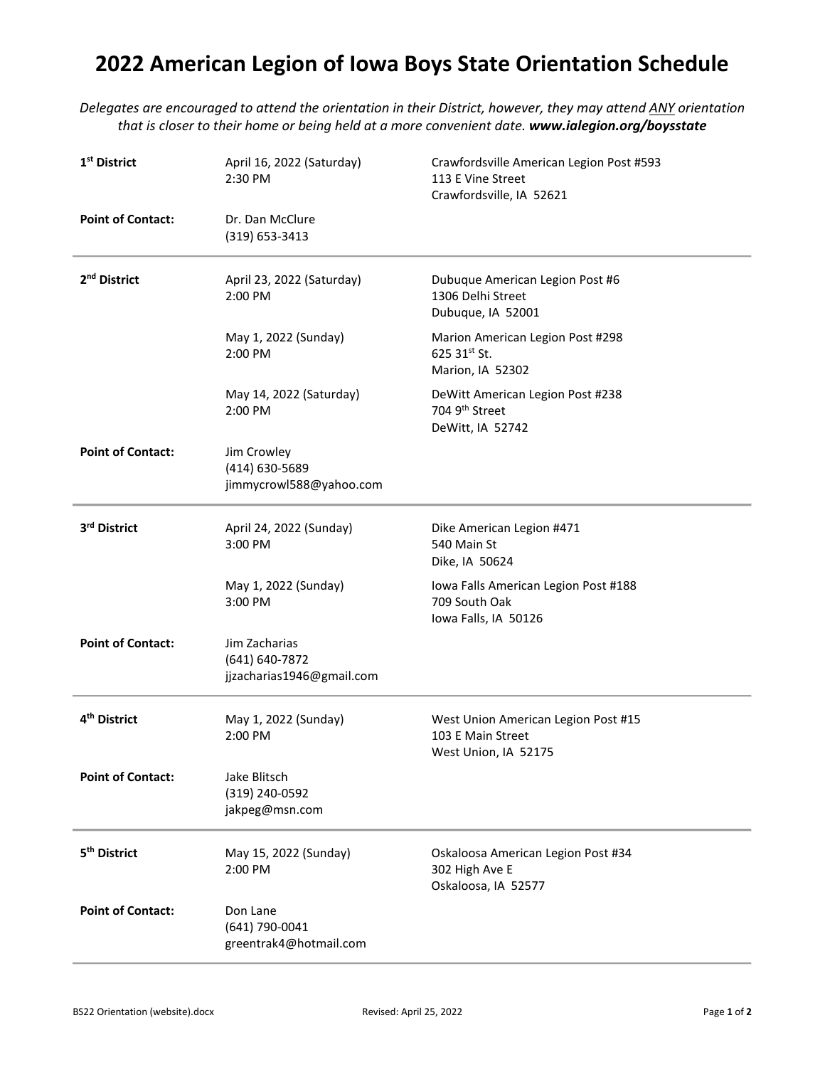# 2022 American Legion of Iowa Boys State Orientation Schedule

*Delegates are encouraged to attend the orientation in their District, however, they may attend ANY orientation that is closer to their home or being held at a more convenient date.* ***www.ialegion.org/boysstate***

| | | |
|---|---|---|
| **1st District** | April 16, 2022 (Saturday)<br>2:30 PM | Crawfordsville American Legion Post #593<br>113 E Vine Street<br>Crawfordsville, IA 52621 |
| **Point of Contact:** | Dr. Dan McClure<br>(319) 653-3413 | |
| **2nd District** | April 23, 2022 (Saturday)<br>2:00 PM | Dubuque American Legion Post #6<br>1306 Delhi Street<br>Dubuque, IA 52001 |
| | May 1, 2022 (Sunday)<br>2:00 PM | Marion American Legion Post #298<br>625 31st St.<br>Marion, IA 52302 |
| | May 14, 2022 (Saturday)<br>2:00 PM | DeWitt American Legion Post #238<br>704 9th Street<br>DeWitt, IA 52742 |
| **Point of Contact:** | Jim Crowley<br>(414) 630-5689<br>jimmycrowl588@yahoo.com | |
| **3rd District** | April 24, 2022 (Sunday)<br>3:00 PM | Dike American Legion #471<br>540 Main St<br>Dike, IA 50624 |
| | May 1, 2022 (Sunday)<br>3:00 PM | Iowa Falls American Legion Post #188<br>709 South Oak<br>Iowa Falls, IA 50126 |
| **Point of Contact:** | Jim Zacharias<br>(641) 640-7872<br>jjzacharias1946@gmail.com | |
| **4th District** | May 1, 2022 (Sunday)<br>2:00 PM | West Union American Legion Post #15<br>103 E Main Street<br>West Union, IA 52175 |
| **Point of Contact:** | Jake Blitsch<br>(319) 240-0592<br>jakpeg@msn.com | |
| **5th District** | May 15, 2022 (Sunday)<br>2:00 PM | Oskaloosa American Legion Post #34<br>302 High Ave E<br>Oskaloosa, IA 52577 |
| **Point of Contact:** | Don Lane<br>(641) 790-0041<br>greentrak4@hotmail.com | |

BS22 Orientation (website).docx    Revised: April 25, 2022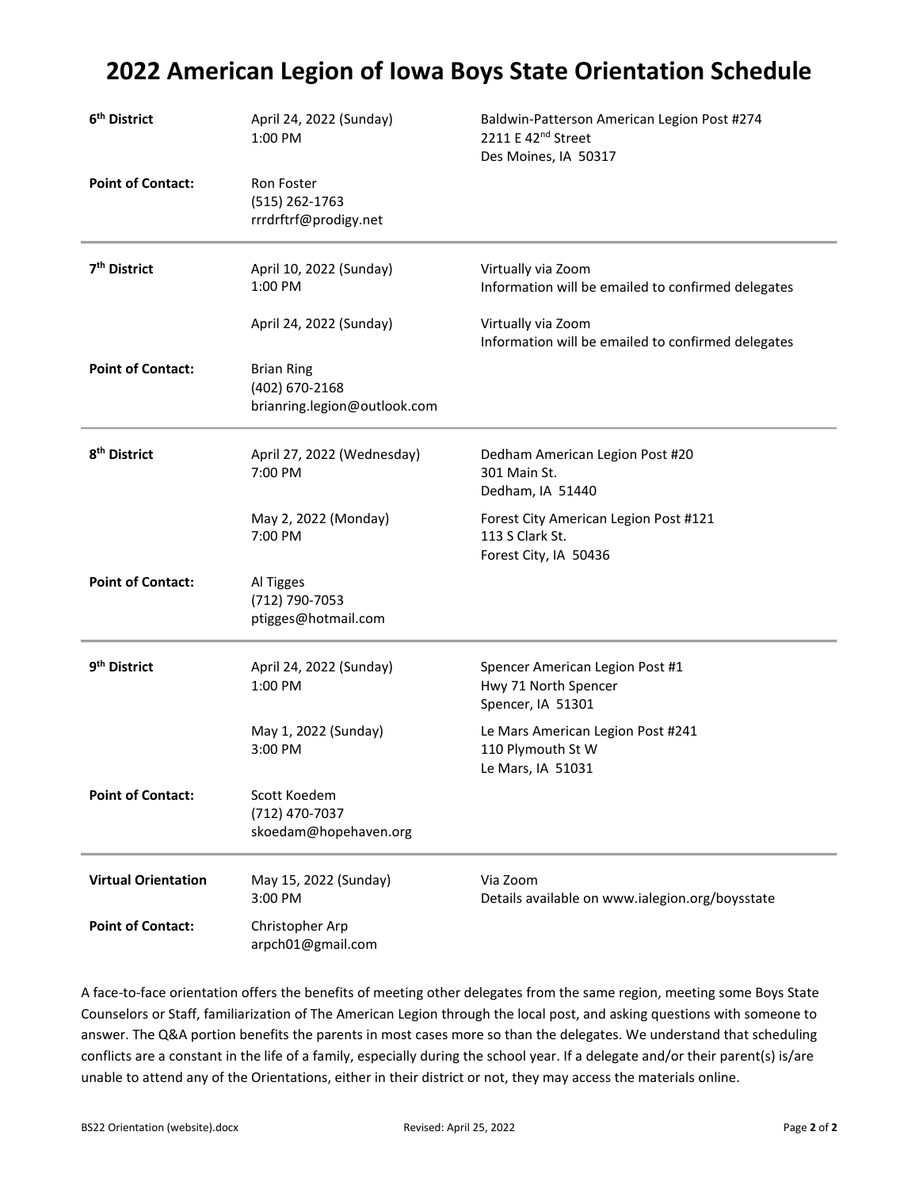# 2022 American Legion of Iowa Boys State Orientation Schedule

| | | |
|---|---|---|
| **6th District** | April 24, 2022 (Sunday)<br>1:00 PM | Baldwin-Patterson American Legion Post #274<br>2211 E 42nd Street<br>Des Moines, IA 50317 |
| **Point of Contact:** | Ron Foster<br>(515) 262-1763<br>rrrdrftrf@prodigy.net | |
| **7th District** | April 10, 2022 (Sunday)<br>1:00 PM | Virtually via Zoom<br>Information will be emailed to confirmed delegates |
| | April 24, 2022 (Sunday) | Virtually via Zoom<br>Information will be emailed to confirmed delegates |
| **Point of Contact:** | Brian Ring<br>(402) 670-2168<br>brianring.legion@outlook.com | |
| **8th District** | April 27, 2022 (Wednesday)<br>7:00 PM | Dedham American Legion Post #20<br>301 Main St.<br>Dedham, IA 51440 |
| | May 2, 2022 (Monday)<br>7:00 PM | Forest City American Legion Post #121<br>113 S Clark St.<br>Forest City, IA 50436 |
| **Point of Contact:** | Al Tigges<br>(712) 790-7053<br>ptigges@hotmail.com | |
| **9th District** | April 24, 2022 (Sunday)<br>1:00 PM | Spencer American Legion Post #1<br>Hwy 71 North Spencer<br>Spencer, IA 51301 |
| | May 1, 2022 (Sunday)<br>3:00 PM | Le Mars American Legion Post #241<br>110 Plymouth St W<br>Le Mars, IA 51031 |
| **Point of Contact:** | Scott Koedem<br>(712) 470-7037<br>skoedam@hopehaven.org | |
| **Virtual Orientation** | May 15, 2022 (Sunday)<br>3:00 PM | Via Zoom<br>Details available on www.ialegion.org/boysstate |
| **Point of Contact:** | Christopher Arp<br>arpch01@gmail.com | |

A face-to-face orientation offers the benefits of meeting other delegates from the same region, meeting some Boys State Counselors or Staff, familiarization of The American Legion through the local post, and asking questions with someone to answer. The Q&A portion benefits the parents in most cases more so than the delegates. We understand that scheduling conflicts are a constant in the life of a family, especially during the school year. If a delegate and/or their parent(s) is/are unable to attend any of the Orientations, either in their district or not, they may access the materials online.

BS22 Orientation (website).docx    Revised: April 25, 2022